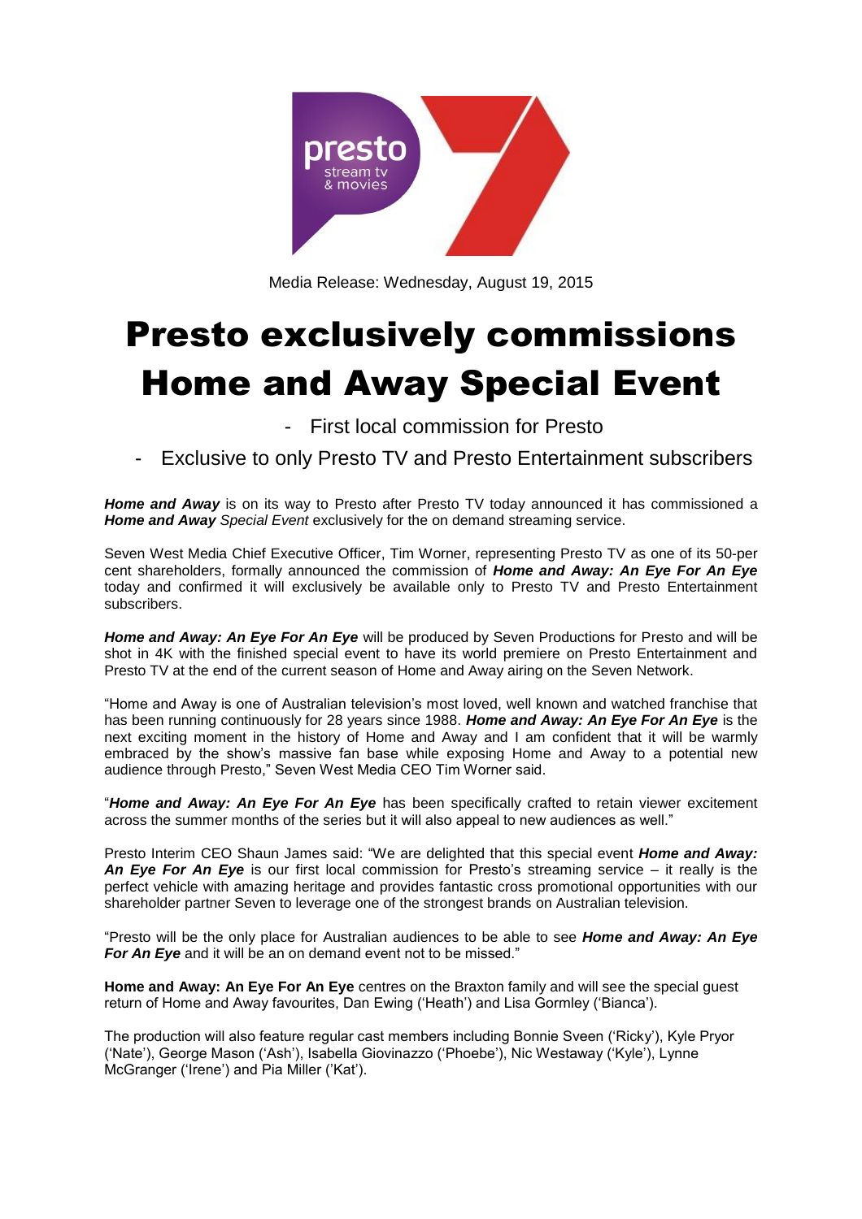Media Release: Wednesday, August 19, 2015

# Presto exclusively commissions Home and Away Special Event

- First local commission for Presto
- Exclusive to only Presto TV and Presto Entertainment subscribers

***Home and Away*** is on its way to Presto after Presto TV today announced it has commissioned a ***Home and Away*** *Special Event* exclusively for the on demand streaming service.

Seven West Media Chief Executive Officer, Tim Worner, representing Presto TV as one of its 50-per cent shareholders, formally announced the commission of ***Home and Away: An Eye For An Eye*** today and confirmed it will exclusively be available only to Presto TV and Presto Entertainment subscribers.

***Home and Away: An Eye For An Eye*** will be produced by Seven Productions for Presto and will be shot in 4K with the finished special event to have its world premiere on Presto Entertainment and Presto TV at the end of the current season of Home and Away airing on the Seven Network.

"Home and Away is one of Australian television's most loved, well known and watched franchise that has been running continuously for 28 years since 1988. ***Home and Away: An Eye For An Eye*** is the next exciting moment in the history of Home and Away and I am confident that it will be warmly embraced by the show's massive fan base while exposing Home and Away to a potential new audience through Presto," Seven West Media CEO Tim Worner said.

"***Home and Away: An Eye For An Eye*** has been specifically crafted to retain viewer excitement across the summer months of the series but it will also appeal to new audiences as well."

Presto Interim CEO Shaun James said: "We are delighted that this special event ***Home and Away: An Eye For An Eye*** is our first local commission for Presto's streaming service – it really is the perfect vehicle with amazing heritage and provides fantastic cross promotional opportunities with our shareholder partner Seven to leverage one of the strongest brands on Australian television.

"Presto will be the only place for Australian audiences to be able to see ***Home and Away: An Eye For An Eye*** and it will be an on demand event not to be missed."

**Home and Away: An Eye For An Eye** centres on the Braxton family and will see the special guest return of Home and Away favourites, Dan Ewing ('Heath') and Lisa Gormley ('Bianca').

The production will also feature regular cast members including Bonnie Sveen ('Ricky'), Kyle Pryor ('Nate'), George Mason ('Ash'), Isabella Giovinazzo ('Phoebe'), Nic Westaway ('Kyle'), Lynne McGranger ('Irene') and Pia Miller ('Kat').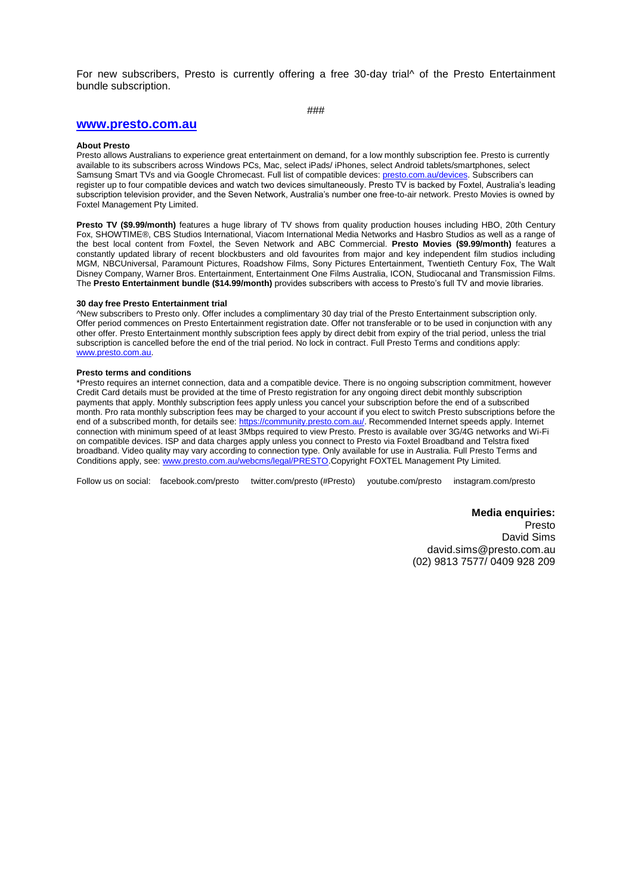For new subscribers, Presto is currently offering a free 30-day trial^ of the Presto Entertainment bundle subscription.

###

**[www.presto.com.au](http://www.presto.com.au)**

**About Presto**

Presto allows Australians to experience great entertainment on demand, for a low monthly subscription fee. Presto is currently available to its subscribers across Windows PCs, Mac, select iPads/ iPhones, select Android tablets/smartphones, select Samsung Smart TVs and via Google Chromecast. Full list of compatible devices: [presto.com.au/devices](presto.com.au/devices). Subscribers can register up to four compatible devices and watch two devices simultaneously. Presto TV is backed by Foxtel, Australia's leading subscription television provider, and the Seven Network, Australia's number one free-to-air network. Presto Movies is owned by Foxtel Management Pty Limited.

**Presto TV ($9.99/month)** features a huge library of TV shows from quality production houses including HBO, 20th Century Fox, SHOWTIME®, CBS Studios International, Viacom International Media Networks and Hasbro Studios as well as a range of the best local content from Foxtel, the Seven Network and ABC Commercial. **Presto Movies ($9.99/month)** features a constantly updated library of recent blockbusters and old favourites from major and key independent film studios including MGM, NBCUniversal, Paramount Pictures, Roadshow Films, Sony Pictures Entertainment, Twentieth Century Fox, The Walt Disney Company, Warner Bros. Entertainment, Entertainment One Films Australia, ICON, Studiocanal and Transmission Films. The **Presto Entertainment bundle ($14.99/month)** provides subscribers with access to Presto's full TV and movie libraries.

**30 day free Presto Entertainment trial**

^New subscribers to Presto only. Offer includes a complimentary 30 day trial of the Presto Entertainment subscription only. Offer period commences on Presto Entertainment registration date. Offer not transferable or to be used in conjunction with any other offer. Presto Entertainment monthly subscription fees apply by direct debit from expiry of the trial period, unless the trial subscription is cancelled before the end of the trial period. No lock in contract. Full Presto Terms and conditions apply: [www.presto.com.au](http://www.presto.com.au).

**Presto terms and conditions**

*Presto requires an internet connection, data and a compatible device. There is no ongoing subscription commitment, however Credit Card details must be provided at the time of Presto registration for any ongoing direct debit monthly subscription payments that apply. Monthly subscription fees apply unless you cancel your subscription before the end of a subscribed month. Pro rata monthly subscription fees may be charged to your account if you elect to switch Presto subscriptions before the end of a subscribed month, for details see: [https://community.presto.com.au/](https://community.presto.com.au/). Recommended Internet speeds apply. Internet connection with minimum speed of at least 3Mbps required to view Presto. Presto is available over 3G/4G networks and Wi-Fi on compatible devices. ISP and data charges apply unless you connect to Presto via Foxtel Broadband and Telstra fixed broadband. Video quality may vary according to connection type. Only available for use in Australia. Full Presto Terms and Conditions apply, see: [www.presto.com.au/webcms/legal/PRESTO](http://www.presto.com.au/webcms/legal/PRESTO).Copyright FOXTEL Management Pty Limited.

Follow us on social: facebook.com/presto twitter.com/presto (#Presto) youtube.com/presto instagram.com/presto

**Media enquiries:**
Presto
David Sims
david.sims@presto.com.au
(02) 9813 7577/ 0409 928 209